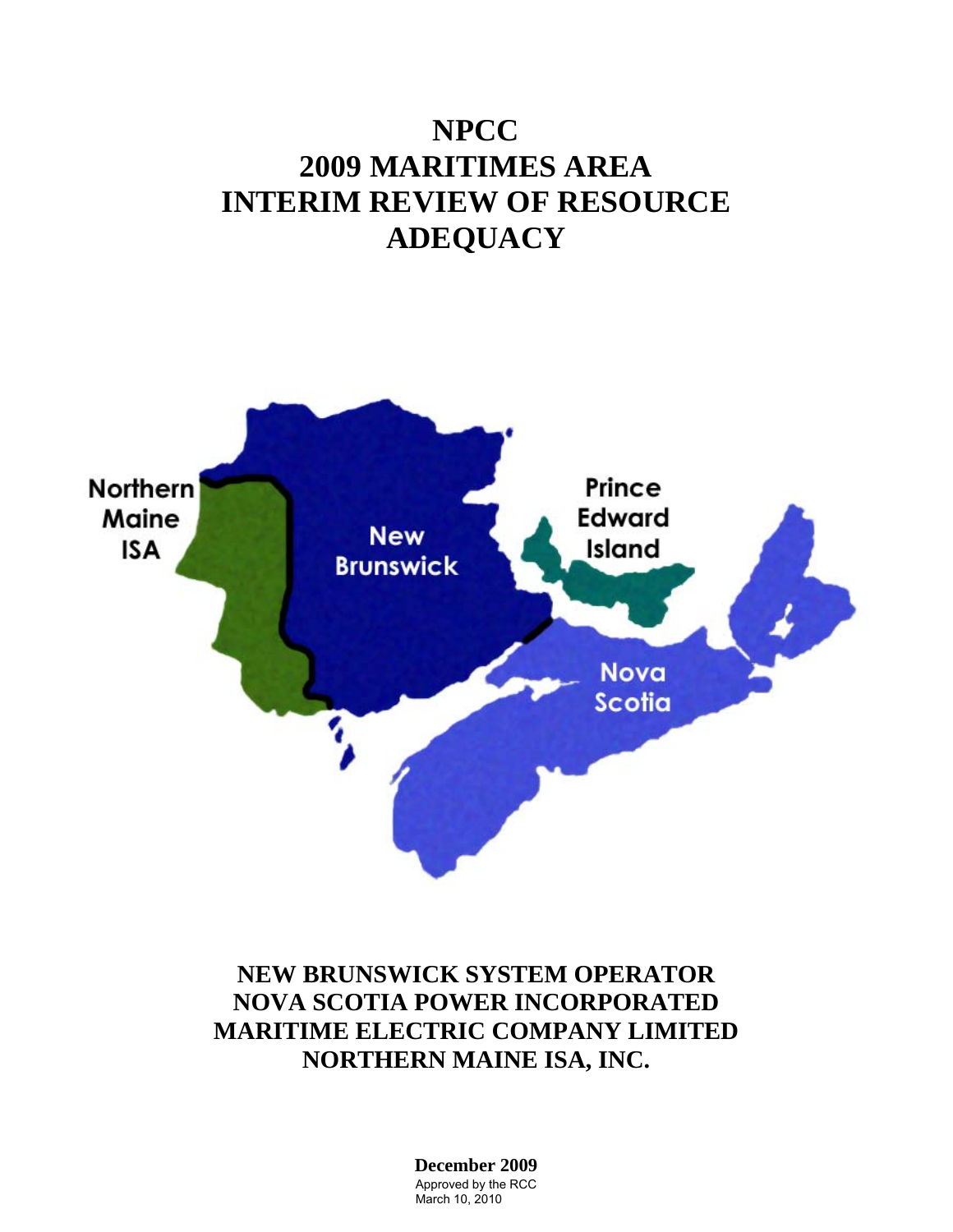# NPCC
# 2009 MARITIMES AREA
# INTERIM REVIEW OF RESOURCE ADEQUACY

Northern Maine ISA

New Brunswick

Prince Edward Island

Nova Scotia

**NEW BRUNSWICK SYSTEM OPERATOR**
**NOVA SCOTIA POWER INCORPORATED**
**MARITIME ELECTRIC COMPANY LIMITED**
**NORTHERN MAINE ISA, INC.**

**December 2009**

Approved by the RCC
March 10, 2010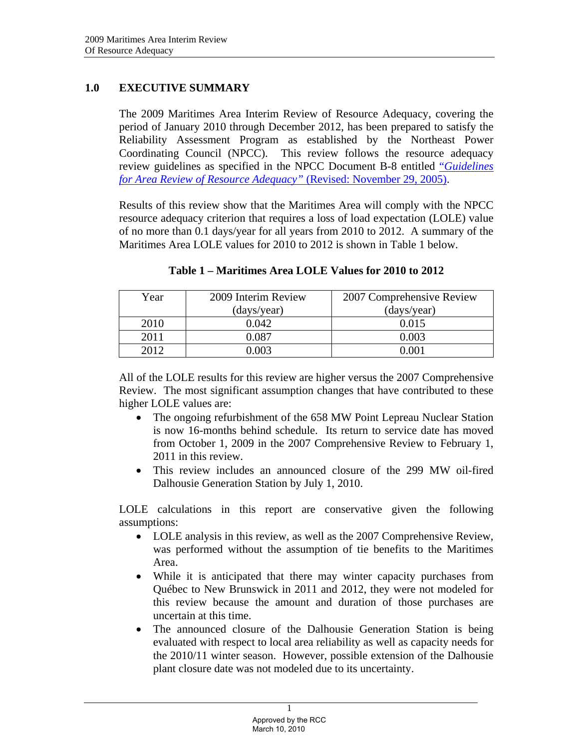## 1.0 EXECUTIVE SUMMARY

The 2009 Maritimes Area Interim Review of Resource Adequacy, covering the period of January 2010 through December 2012, has been prepared to satisfy the Reliability Assessment Program as established by the Northeast Power Coordinating Council (NPCC). This review follows the resource adequacy review guidelines as specified in the NPCC Document B-8 entitled *"Guidelines for Area Review of Resource Adequacy"* (Revised: November 29, 2005).

Results of this review show that the Maritimes Area will comply with the NPCC resource adequacy criterion that requires a loss of load expectation (LOLE) value of no more than 0.1 days/year for all years from 2010 to 2012. A summary of the Maritimes Area LOLE values for 2010 to 2012 is shown in Table 1 below.

**Table 1 – Maritimes Area LOLE Values for 2010 to 2012**

| Year | 2009 Interim Review (days/year) | 2007 Comprehensive Review (days/year) |
|---|---|---|
| 2010 | 0.042 | 0.015 |
| 2011 | 0.087 | 0.003 |
| 2012 | 0.003 | 0.001 |

All of the LOLE results for this review are higher versus the 2007 Comprehensive Review. The most significant assumption changes that have contributed to these higher LOLE values are:

- The ongoing refurbishment of the 658 MW Point Lepreau Nuclear Station is now 16-months behind schedule. Its return to service date has moved from October 1, 2009 in the 2007 Comprehensive Review to February 1, 2011 in this review.
- This review includes an announced closure of the 299 MW oil-fired Dalhousie Generation Station by July 1, 2010.

LOLE calculations in this report are conservative given the following assumptions:

- LOLE analysis in this review, as well as the 2007 Comprehensive Review, was performed without the assumption of tie benefits to the Maritimes Area.
- While it is anticipated that there may winter capacity purchases from Québec to New Brunswick in 2011 and 2012, they were not modeled for this review because the amount and duration of those purchases are uncertain at this time.
- The announced closure of the Dalhousie Generation Station is being evaluated with respect to local area reliability as well as capacity needs for the 2010/11 winter season. However, possible extension of the Dalhousie plant closure date was not modeled due to its uncertainty.

Approved by the RCC
March 10, 2010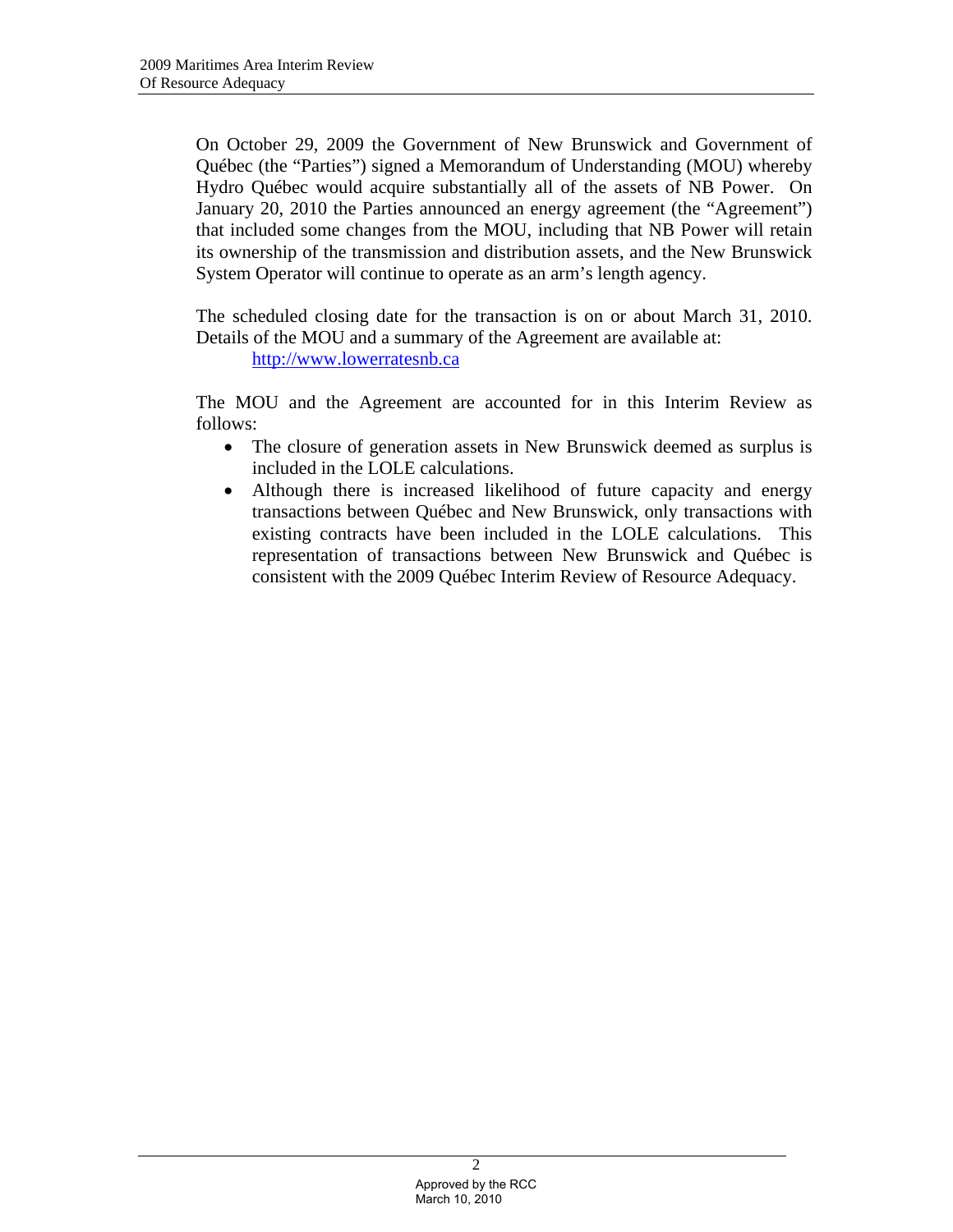On October 29, 2009 the Government of New Brunswick and Government of Québec (the "Parties") signed a Memorandum of Understanding (MOU) whereby Hydro Québec would acquire substantially all of the assets of NB Power. On January 20, 2010 the Parties announced an energy agreement (the "Agreement") that included some changes from the MOU, including that NB Power will retain its ownership of the transmission and distribution assets, and the New Brunswick System Operator will continue to operate as an arm's length agency.

The scheduled closing date for the transaction is on or about March 31, 2010. Details of the MOU and a summary of the Agreement are available at:

[http://www.lowerratesnb.ca](http://www.lowerratesnb.ca)

The MOU and the Agreement are accounted for in this Interim Review as follows:

- The closure of generation assets in New Brunswick deemed as surplus is included in the LOLE calculations.
- Although there is increased likelihood of future capacity and energy transactions between Québec and New Brunswick, only transactions with existing contracts have been included in the LOLE calculations. This representation of transactions between New Brunswick and Québec is consistent with the 2009 Québec Interim Review of Resource Adequacy.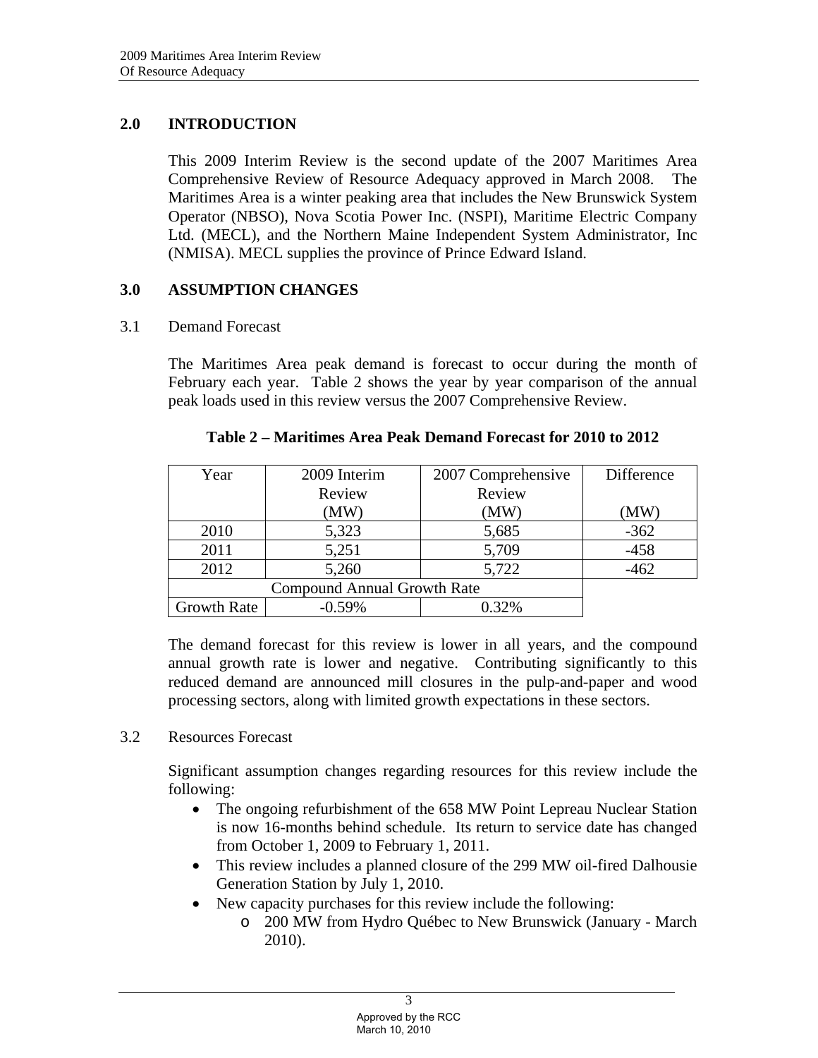## 2.0 INTRODUCTION

This 2009 Interim Review is the second update of the 2007 Maritimes Area Comprehensive Review of Resource Adequacy approved in March 2008. The Maritimes Area is a winter peaking area that includes the New Brunswick System Operator (NBSO), Nova Scotia Power Inc. (NSPI), Maritime Electric Company Ltd. (MECL), and the Northern Maine Independent System Administrator, Inc (NMISA). MECL supplies the province of Prince Edward Island.

## 3.0 ASSUMPTION CHANGES

### 3.1 Demand Forecast

The Maritimes Area peak demand is forecast to occur during the month of February each year. Table 2 shows the year by year comparison of the annual peak loads used in this review versus the 2007 Comprehensive Review.

**Table 2 – Maritimes Area Peak Demand Forecast for 2010 to 2012**

| Year | 2009 Interim Review (MW) | 2007 Comprehensive Review (MW) | Difference (MW) |
|---|---|---|---|
| 2010 | 5,323 | 5,685 | -362 |
| 2011 | 5,251 | 5,709 | -458 |
| 2012 | 5,260 | 5,722 | -462 |
| Compound Annual Growth Rate | | | |
| Growth Rate | -0.59% | 0.32% | |

The demand forecast for this review is lower in all years, and the compound annual growth rate is lower and negative. Contributing significantly to this reduced demand are announced mill closures in the pulp-and-paper and wood processing sectors, along with limited growth expectations in these sectors.

### 3.2 Resources Forecast

Significant assumption changes regarding resources for this review include the following:

- The ongoing refurbishment of the 658 MW Point Lepreau Nuclear Station is now 16-months behind schedule. Its return to service date has changed from October 1, 2009 to February 1, 2011.
- This review includes a planned closure of the 299 MW oil-fired Dalhousie Generation Station by July 1, 2010.
- New capacity purchases for this review include the following:
    - 200 MW from Hydro Québec to New Brunswick (January - March 2010).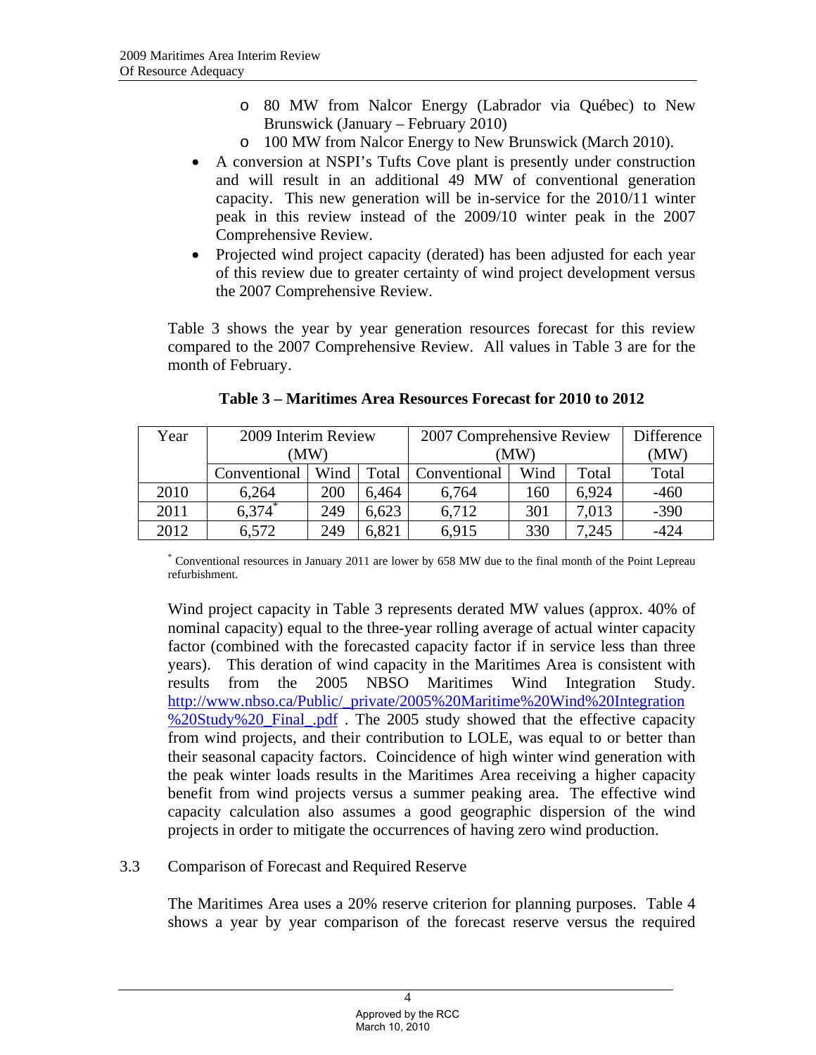- 80 MW from Nalcor Energy (Labrador via Québec) to New Brunswick (January – February 2010)
  - 100 MW from Nalcor Energy to New Brunswick (March 2010).
- A conversion at NSPI's Tufts Cove plant is presently under construction and will result in an additional 49 MW of conventional generation capacity. This new generation will be in-service for the 2010/11 winter peak in this review instead of the 2009/10 winter peak in the 2007 Comprehensive Review.
- Projected wind project capacity (derated) has been adjusted for each year of this review due to greater certainty of wind project development versus the 2007 Comprehensive Review.

Table 3 shows the year by year generation resources forecast for this review compared to the 2007 Comprehensive Review. All values in Table 3 are for the month of February.

**Table 3 – Maritimes Area Resources Forecast for 2010 to 2012**

| Year | 2009 Interim Review (MW) | | | 2007 Comprehensive Review (MW) | | | Difference (MW) |
|---|---|---|---|---|---|---|---|
| | Conventional | Wind | Total | Conventional | Wind | Total | Total |
| 2010 | 6,264 | 200 | 6,464 | 6,764 | 160 | 6,924 | -460 |
| 2011 | 6,374* | 249 | 6,623 | 6,712 | 301 | 7,013 | -390 |
| 2012 | 6,572 | 249 | 6,821 | 6,915 | 330 | 7,245 | -424 |

* Conventional resources in January 2011 are lower by 658 MW due to the final month of the Point Lepreau refurbishment.

Wind project capacity in Table 3 represents derated MW values (approx. 40% of nominal capacity) equal to the three-year rolling average of actual winter capacity factor (combined with the forecasted capacity factor if in service less than three years). This deration of wind capacity in the Maritimes Area is consistent with results from the 2005 NBSO Maritimes Wind Integration Study. http://www.nbso.ca/Public/_private/2005%20Maritime%20Wind%20Integration%20Study%20_Final_.pdf . The 2005 study showed that the effective capacity from wind projects, and their contribution to LOLE, was equal to or better than their seasonal capacity factors. Coincidence of high winter wind generation with the peak winter loads results in the Maritimes Area receiving a higher capacity benefit from wind projects versus a summer peaking area. The effective wind capacity calculation also assumes a good geographic dispersion of the wind projects in order to mitigate the occurrences of having zero wind production.

### 3.3 Comparison of Forecast and Required Reserve

The Maritimes Area uses a 20% reserve criterion for planning purposes. Table 4 shows a year by year comparison of the forecast reserve versus the required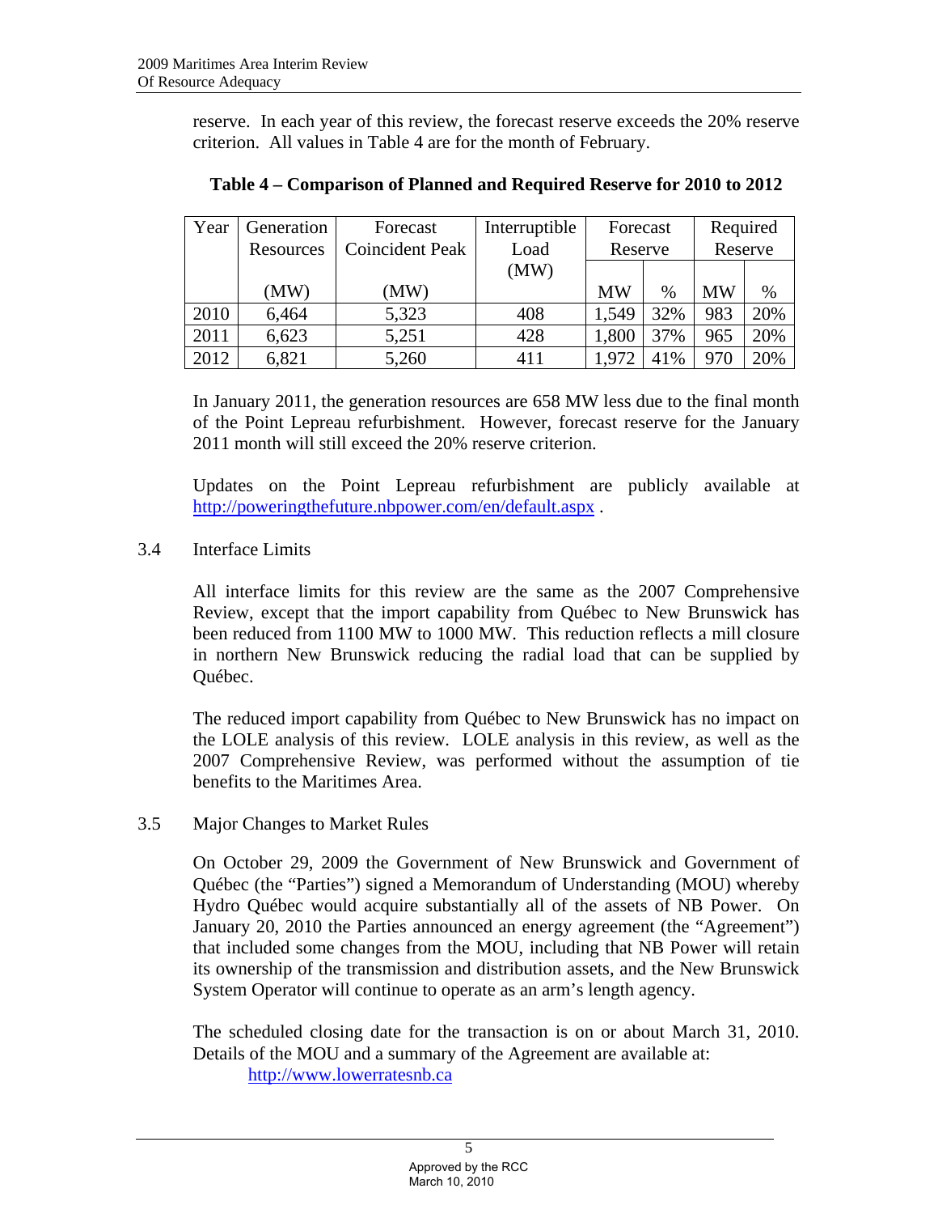reserve. In each year of this review, the forecast reserve exceeds the 20% reserve criterion. All values in Table 4 are for the month of February.

**Table 4 – Comparison of Planned and Required Reserve for 2010 to 2012**

| Year | Generation Resources | Forecast Coincident Peak | Interruptible Load (MW) | Forecast Reserve | | Required Reserve | |
|---|---|---|---|---|---|---|---|
| | (MW) | (MW) | | MW | % | MW | % |
| 2010 | 6,464 | 5,323 | 408 | 1,549 | 32% | 983 | 20% |
| 2011 | 6,623 | 5,251 | 428 | 1,800 | 37% | 965 | 20% |
| 2012 | 6,821 | 5,260 | 411 | 1,972 | 41% | 970 | 20% |

In January 2011, the generation resources are 658 MW less due to the final month of the Point Lepreau refurbishment. However, forecast reserve for the January 2011 month will still exceed the 20% reserve criterion.

Updates on the Point Lepreau refurbishment are publicly available at http://poweringthefuture.nbpower.com/en/default.aspx .

### 3.4 Interface Limits

All interface limits for this review are the same as the 2007 Comprehensive Review, except that the import capability from Québec to New Brunswick has been reduced from 1100 MW to 1000 MW. This reduction reflects a mill closure in northern New Brunswick reducing the radial load that can be supplied by Québec.

The reduced import capability from Québec to New Brunswick has no impact on the LOLE analysis of this review. LOLE analysis in this review, as well as the 2007 Comprehensive Review, was performed without the assumption of tie benefits to the Maritimes Area.

### 3.5 Major Changes to Market Rules

On October 29, 2009 the Government of New Brunswick and Government of Québec (the "Parties") signed a Memorandum of Understanding (MOU) whereby Hydro Québec would acquire substantially all of the assets of NB Power. On January 20, 2010 the Parties announced an energy agreement (the "Agreement") that included some changes from the MOU, including that NB Power will retain its ownership of the transmission and distribution assets, and the New Brunswick System Operator will continue to operate as an arm's length agency.

The scheduled closing date for the transaction is on or about March 31, 2010. Details of the MOU and a summary of the Agreement are available at:

http://www.lowerratesnb.ca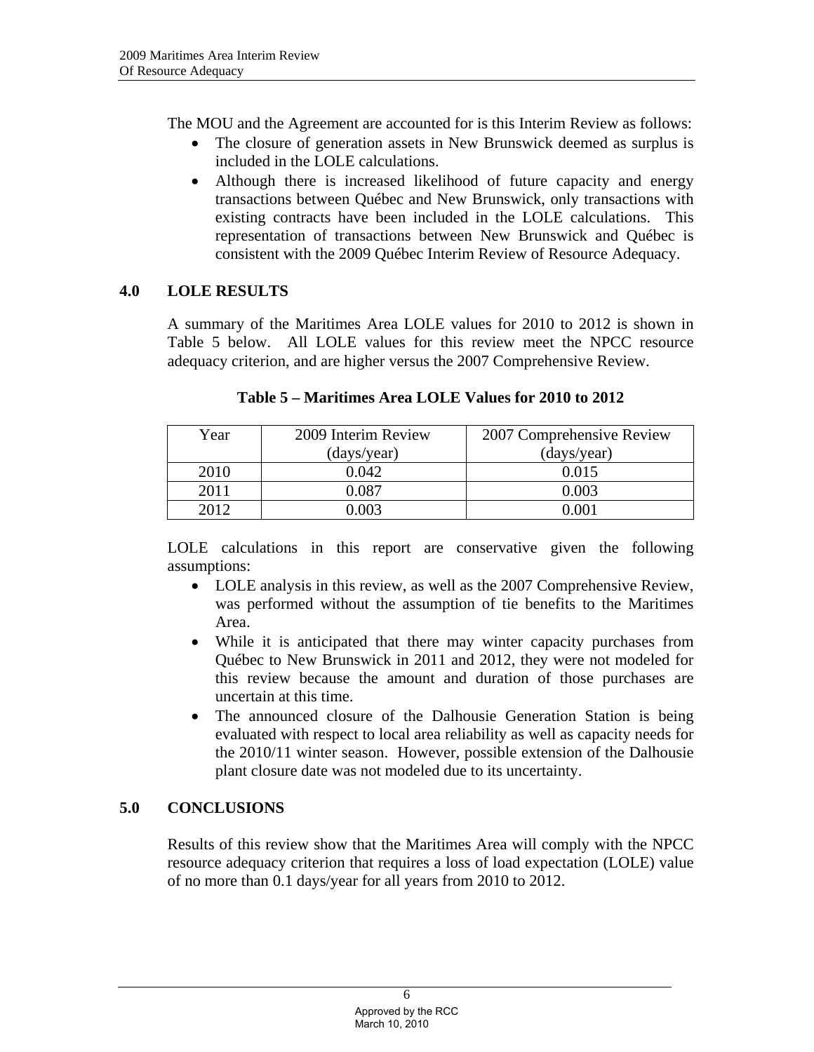The MOU and the Agreement are accounted for is this Interim Review as follows:

- The closure of generation assets in New Brunswick deemed as surplus is included in the LOLE calculations.
- Although there is increased likelihood of future capacity and energy transactions between Québec and New Brunswick, only transactions with existing contracts have been included in the LOLE calculations. This representation of transactions between New Brunswick and Québec is consistent with the 2009 Québec Interim Review of Resource Adequacy.

## 4.0 LOLE RESULTS

A summary of the Maritimes Area LOLE values for 2010 to 2012 is shown in Table 5 below. All LOLE values for this review meet the NPCC resource adequacy criterion, and are higher versus the 2007 Comprehensive Review.

**Table 5 – Maritimes Area LOLE Values for 2010 to 2012**

| Year | 2009 Interim Review (days/year) | 2007 Comprehensive Review (days/year) |
|---|---|---|
| 2010 | 0.042 | 0.015 |
| 2011 | 0.087 | 0.003 |
| 2012 | 0.003 | 0.001 |

LOLE calculations in this report are conservative given the following assumptions:

- LOLE analysis in this review, as well as the 2007 Comprehensive Review, was performed without the assumption of tie benefits to the Maritimes Area.
- While it is anticipated that there may winter capacity purchases from Québec to New Brunswick in 2011 and 2012, they were not modeled for this review because the amount and duration of those purchases are uncertain at this time.
- The announced closure of the Dalhousie Generation Station is being evaluated with respect to local area reliability as well as capacity needs for the 2010/11 winter season. However, possible extension of the Dalhousie plant closure date was not modeled due to its uncertainty.

## 5.0 CONCLUSIONS

Results of this review show that the Maritimes Area will comply with the NPCC resource adequacy criterion that requires a loss of load expectation (LOLE) value of no more than 0.1 days/year for all years from 2010 to 2012.